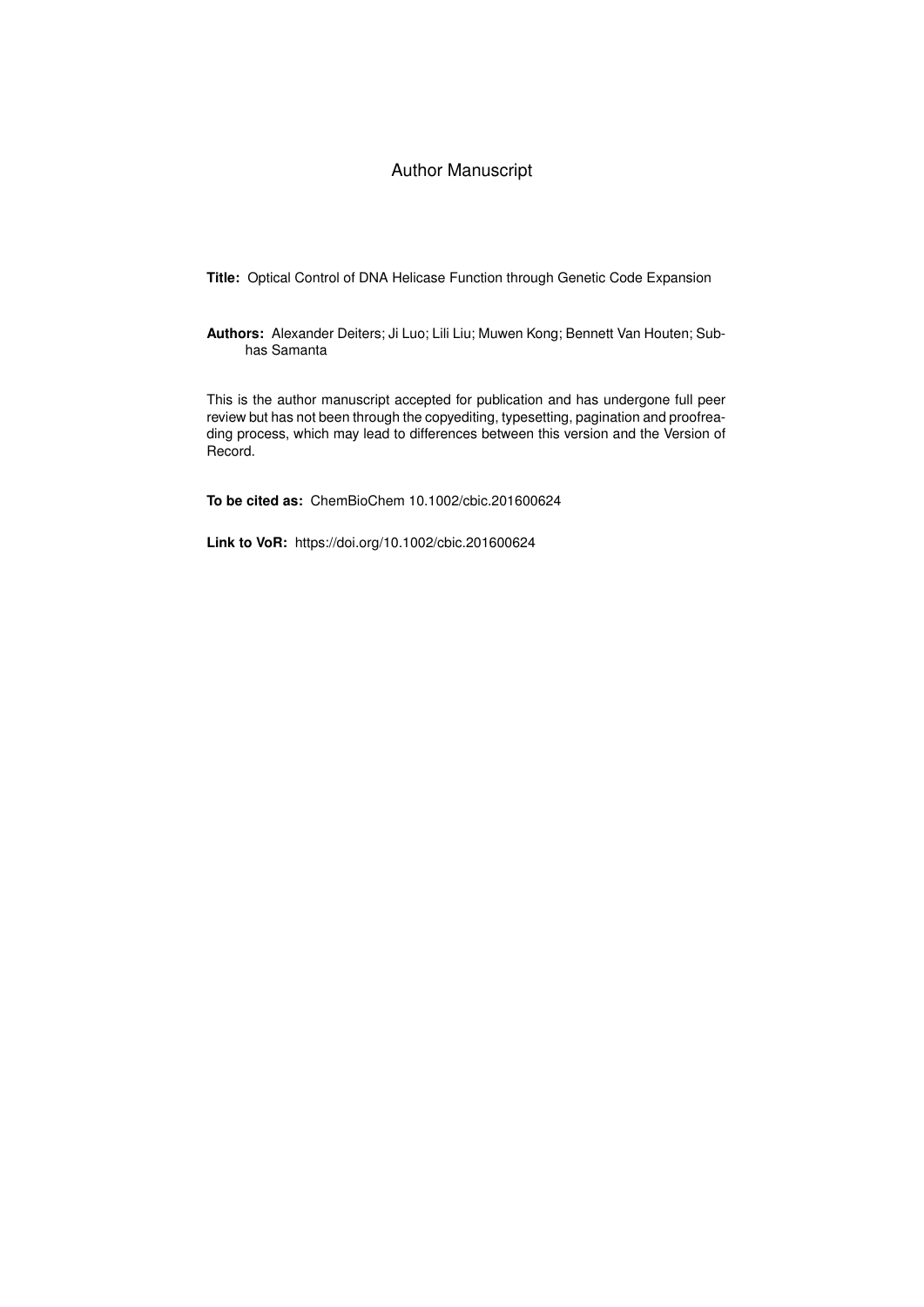Author Manuscript

**Title:** Optical Control of DNA Helicase Function through Genetic Code Expansion

**Authors:** Alexander Deiters; Ji Luo; Lili Liu; Muwen Kong; Bennett Van Houten; Subhas Samanta

This is the author manuscript accepted for publication and has undergone full peer review but has not been through the copyediting, typesetting, pagination and proofreading process, which may lead to differences between this version and the Version of Record.

**To be cited as:** ChemBioChem 10.1002/cbic.201600624

**Link to VoR:** https://doi.org/10.1002/cbic.201600624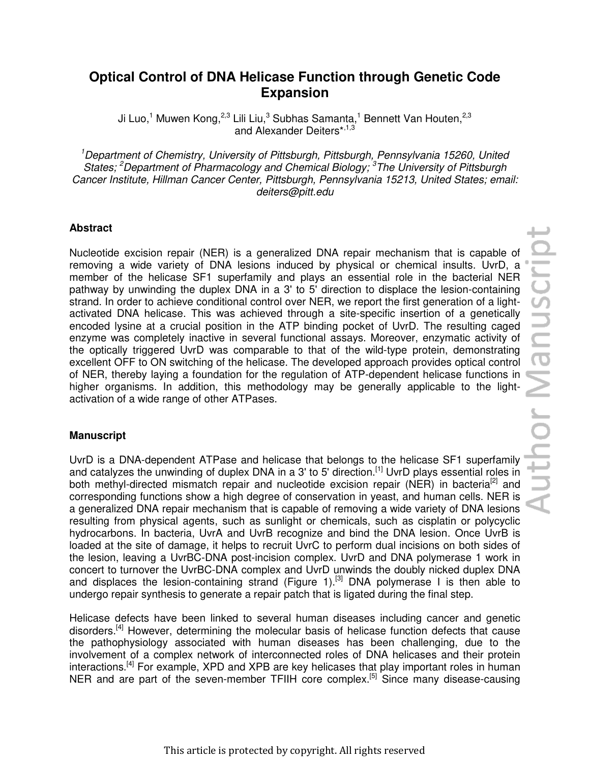# Optical Control of DNA Helicase Function through Genetic Code Expansion

Ji Luo,[1] Muwen Kong,[2,3] Lili Liu,[3] Subhas Samanta,[1] Bennett Van Houten,[2,3] and Alexander Deiters*,[1,3]

[1]*Department of Chemistry, University of Pittsburgh, Pittsburgh, Pennsylvania 15260, United States;* [2]*Department of Pharmacology and Chemical Biology;* [3]*The University of Pittsburgh Cancer Institute, Hillman Cancer Center, Pittsburgh, Pennsylvania 15213, United States; email: deiters@pitt.edu*

### Abstract

Nucleotide excision repair (NER) is a generalized DNA repair mechanism that is capable of removing a wide variety of DNA lesions induced by physical or chemical insults. UvrD, a member of the helicase SF1 superfamily and plays an essential role in the bacterial NER pathway by unwinding the duplex DNA in a 3' to 5' direction to displace the lesion-containing strand. In order to achieve conditional control over NER, we report the first generation of a light-activated DNA helicase. This was achieved through a site-specific insertion of a genetically encoded lysine at a crucial position in the ATP binding pocket of UvrD. The resulting caged enzyme was completely inactive in several functional assays. Moreover, enzymatic activity of the optically triggered UvrD was comparable to that of the wild-type protein, demonstrating excellent OFF to ON switching of the helicase. The developed approach provides optical control of NER, thereby laying a foundation for the regulation of ATP-dependent helicase functions in higher organisms. In addition, this methodology may be generally applicable to the light-activation of a wide range of other ATPases.

### Manuscript

UvrD is a DNA-dependent ATPase and helicase that belongs to the helicase SF1 superfamily and catalyzes the unwinding of duplex DNA in a 3' to 5' direction.[1] UvrD plays essential roles in both methyl-directed mismatch repair and nucleotide excision repair (NER) in bacteria[2] and corresponding functions show a high degree of conservation in yeast, and human cells. NER is a generalized DNA repair mechanism that is capable of removing a wide variety of DNA lesions resulting from physical agents, such as sunlight or chemicals, such as cisplatin or polycyclic hydrocarbons. In bacteria, UvrA and UvrB recognize and bind the DNA lesion. Once UvrB is loaded at the site of damage, it helps to recruit UvrC to perform dual incisions on both sides of the lesion, leaving a UvrBC-DNA post-incision complex. UvrD and DNA polymerase 1 work in concert to turnover the UvrBC-DNA complex and UvrD unwinds the doubly nicked duplex DNA and displaces the lesion-containing strand (Figure 1).[3] DNA polymerase I is then able to undergo repair synthesis to generate a repair patch that is ligated during the final step.

Helicase defects have been linked to several human diseases including cancer and genetic disorders.[4] However, determining the molecular basis of helicase function defects that cause the pathophysiology associated with human diseases has been challenging, due to the involvement of a complex network of interconnected roles of DNA helicases and their protein interactions.[4] For example, XPD and XPB are key helicases that play important roles in human NER and are part of the seven-member TFIIH core complex.[5] Since many disease-causing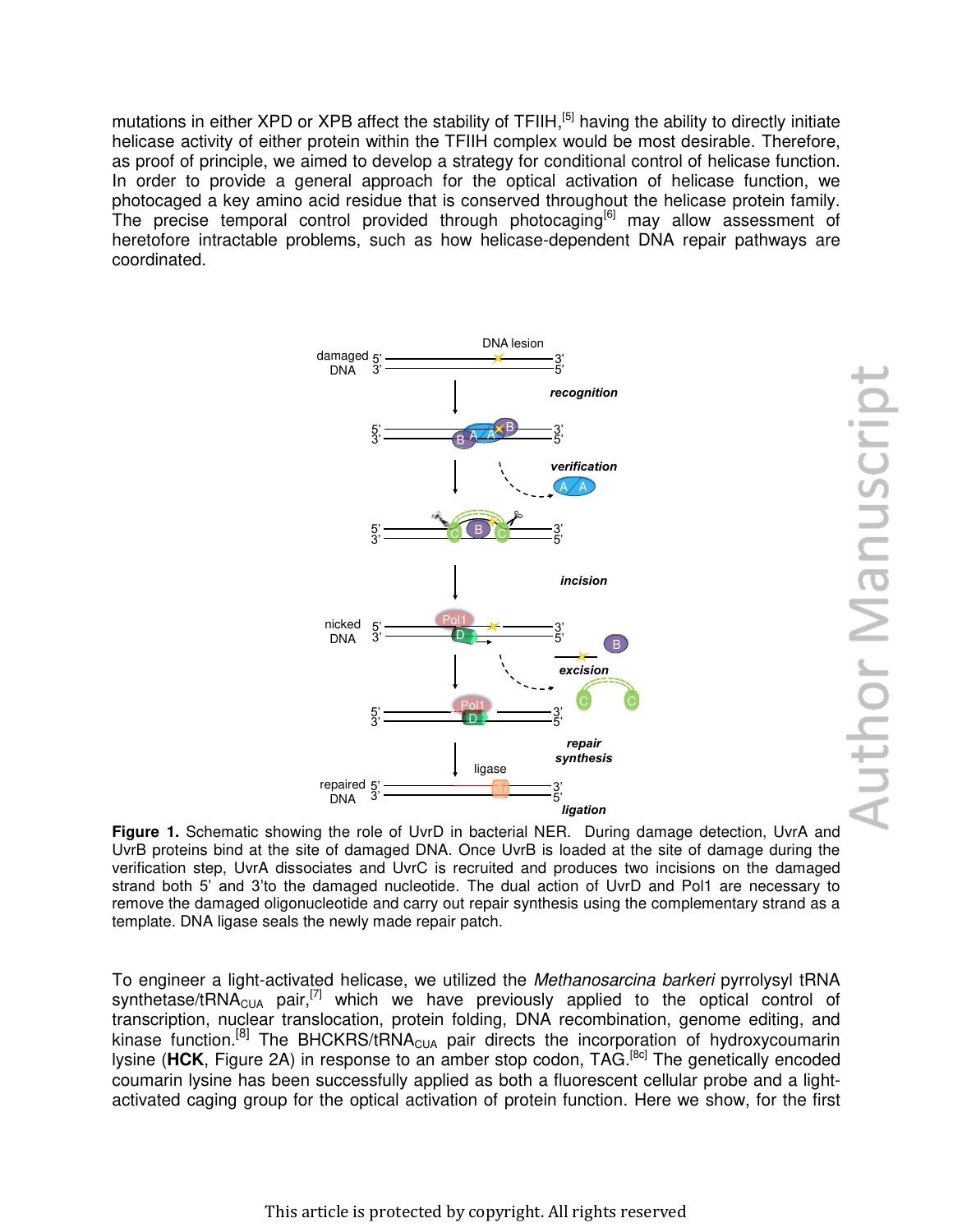mutations in either XPD or XPB affect the stability of TFIIH,[5] having the ability to directly initiate helicase activity of either protein within the TFIIH complex would be most desirable. Therefore, as proof of principle, we aimed to develop a strategy for conditional control of helicase function. In order to provide a general approach for the optical activation of helicase function, we photocaged a key amino acid residue that is conserved throughout the helicase protein family. The precise temporal control provided through photocaging[6] may allow assessment of heretofore intractable problems, such as how helicase-dependent DNA repair pathways are coordinated.

**Figure 1.** Schematic showing the role of UvrD in bacterial NER. During damage detection, UvrA and UvrB proteins bind at the site of damaged DNA. Once UvrB is loaded at the site of damage during the verification step, UvrA dissociates and UvrC is recruited and produces two incisions on the damaged strand both 5' and 3'to the damaged nucleotide. The dual action of UvrD and Pol1 are necessary to remove the damaged oligonucleotide and carry out repair synthesis using the complementary strand as a template. DNA ligase seals the newly made repair patch.

To engineer a light-activated helicase, we utilized the *Methanosarcina barkeri* pyrrolysyl tRNA synthetase/$tRNA_{CUA}$ pair,[7] which we have previously applied to the optical control of transcription, nuclear translocation, protein folding, DNA recombination, genome editing, and kinase function.[8] The BHCKRS/$tRNA_{CUA}$ pair directs the incorporation of hydroxycoumarin lysine (**HCK**, Figure 2A) in response to an amber stop codon, TAG.[8c] The genetically encoded coumarin lysine has been successfully applied as both a fluorescent cellular probe and a light-activated caging group for the optical activation of protein function. Here we show, for the first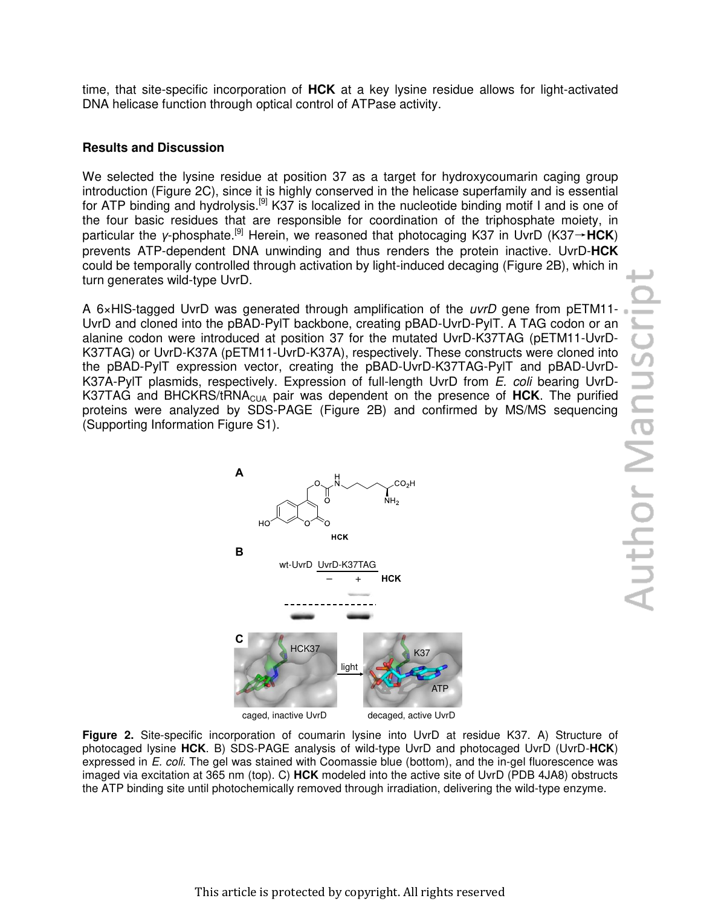time, that site-specific incorporation of **HCK** at a key lysine residue allows for light-activated DNA helicase function through optical control of ATPase activity.

## Results and Discussion

We selected the lysine residue at position 37 as a target for hydroxycoumarin caging group introduction (Figure 2C), since it is highly conserved in the helicase superfamily and is essential for ATP binding and hydrolysis.[9] K37 is localized in the nucleotide binding motif I and is one of the four basic residues that are responsible for coordination of the triphosphate moiety, in particular the γ-phosphate.[9] Herein, we reasoned that photocaging K37 in UvrD (K37→**HCK**) prevents ATP-dependent DNA unwinding and thus renders the protein inactive. UvrD-**HCK** could be temporally controlled through activation by light-induced decaging (Figure 2B), which in turn generates wild-type UvrD.

A 6×HIS-tagged UvrD was generated through amplification of the *uvrD* gene from pETM11-UvrD and cloned into the pBAD-PylT backbone, creating pBAD-UvrD-PylT. A TAG codon or an alanine codon were introduced at position 37 for the mutated UvrD-K37TAG (pETM11-UvrD-K37TAG) or UvrD-K37A (pETM11-UvrD-K37A), respectively. These constructs were cloned into the pBAD-PylT expression vector, creating the pBAD-UvrD-K37TAG-PylT and pBAD-UvrD-K37A-PylT plasmids, respectively. Expression of full-length UvrD from *E. coli* bearing UvrD-K37TAG and BHCKRS/$tRNA_{CUA}$ pair was dependent on the presence of **HCK**. The purified proteins were analyzed by SDS-PAGE (Figure 2B) and confirmed by MS/MS sequencing (Supporting Information Figure S1).

**Figure 2.** Site-specific incorporation of coumarin lysine into UvrD at residue K37. A) Structure of photocaged lysine **HCK**. B) SDS-PAGE analysis of wild-type UvrD and photocaged UvrD (UvrD-**HCK**) expressed in *E. coli*. The gel was stained with Coomassie blue (bottom), and the in-gel fluorescence was imaged via excitation at 365 nm (top). C) **HCK** modeled into the active site of UvrD (PDB 4JA8) obstructs the ATP binding site until photochemically removed through irradiation, delivering the wild-type enzyme.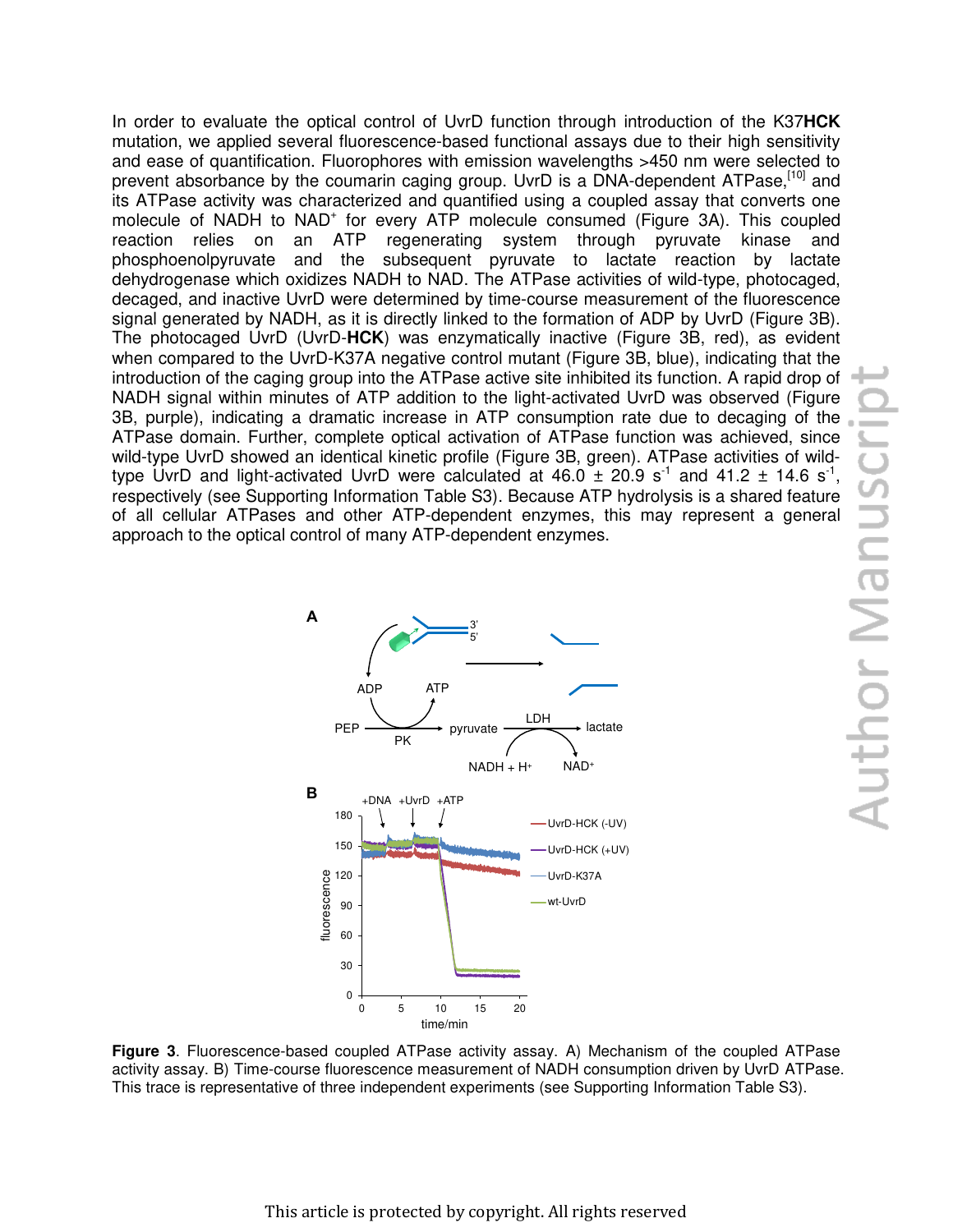In order to evaluate the optical control of UvrD function through introduction of the K37**HCK** mutation, we applied several fluorescence-based functional assays due to their high sensitivity and ease of quantification. Fluorophores with emission wavelengths >450 nm were selected to prevent absorbance by the coumarin caging group. UvrD is a DNA-dependent ATPase,[10] and its ATPase activity was characterized and quantified using a coupled assay that converts one molecule of NADH to $NAD^+$ for every ATP molecule consumed (Figure 3A). This coupled reaction relies on an ATP regenerating system through pyruvate kinase and phosphoenolpyruvate and the subsequent pyruvate to lactate reaction by lactate dehydrogenase which oxidizes NADH to NAD. The ATPase activities of wild-type, photocaged, decaged, and inactive UvrD were determined by time-course measurement of the fluorescence signal generated by NADH, as it is directly linked to the formation of ADP by UvrD (Figure 3B). The photocaged UvrD (UvrD-**HCK**) was enzymatically inactive (Figure 3B, red), as evident when compared to the UvrD-K37A negative control mutant (Figure 3B, blue), indicating that the introduction of the caging group into the ATPase active site inhibited its function. A rapid drop of NADH signal within minutes of ATP addition to the light-activated UvrD was observed (Figure 3B, purple), indicating a dramatic increase in ATP consumption rate due to decaging of the ATPase domain. Further, complete optical activation of ATPase function was achieved, since wild-type UvrD showed an identical kinetic profile (Figure 3B, green). ATPase activities of wild-type UvrD and light-activated UvrD were calculated at $46.0 \pm 20.9\ s^{-1}$ and $41.2 \pm 14.6\ s^{-1}$, respectively (see Supporting Information Table S3). Because ATP hydrolysis is a shared feature of all cellular ATPases and other ATP-dependent enzymes, this may represent a general approach to the optical control of many ATP-dependent enzymes.

**Figure 3**. Fluorescence-based coupled ATPase activity assay. A) Mechanism of the coupled ATPase activity assay. B) Time-course fluorescence measurement of NADH consumption driven by UvrD ATPase. This trace is representative of three independent experiments (see Supporting Information Table S3).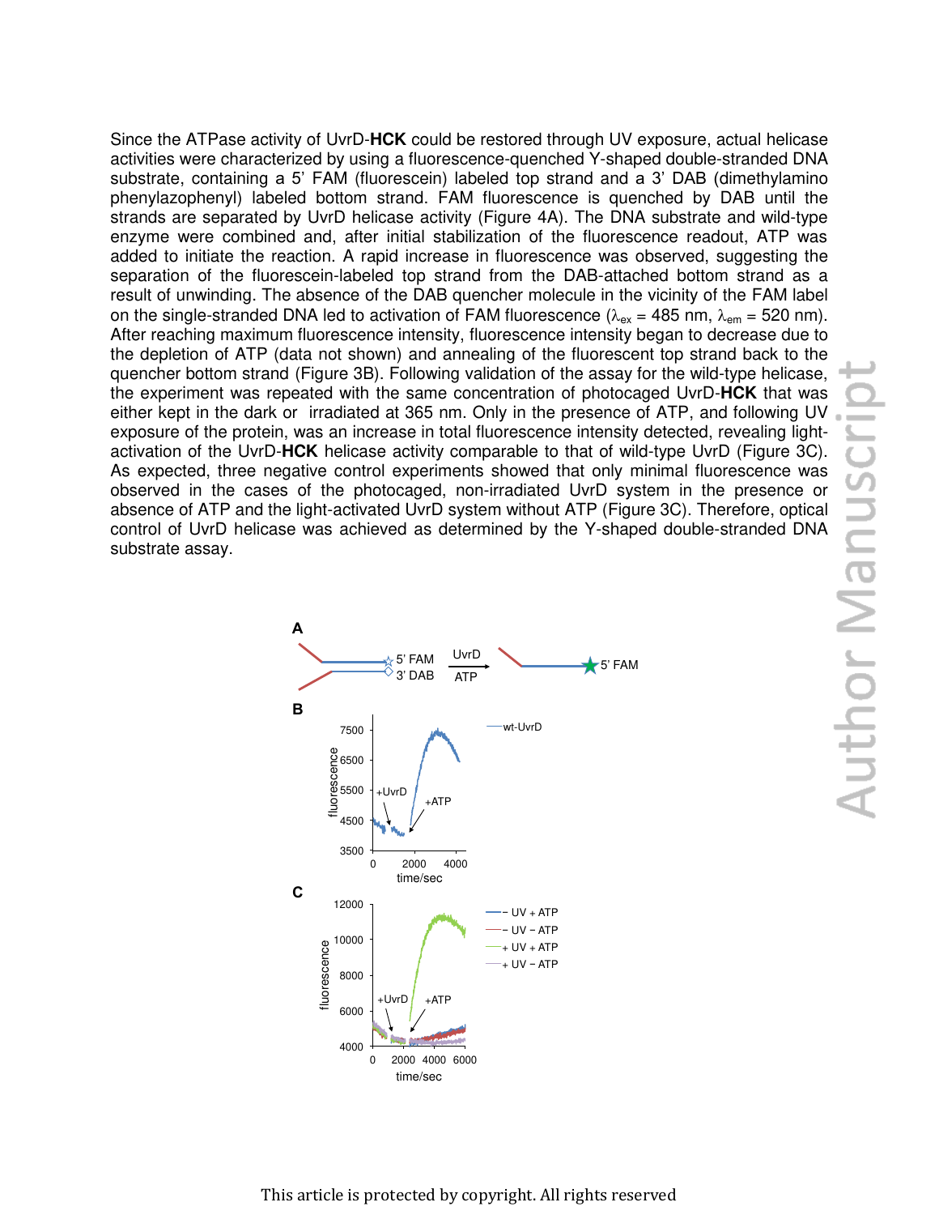Since the ATPase activity of UvrD-**HCK** could be restored through UV exposure, actual helicase activities were characterized by using a fluorescence-quenched Y-shaped double-stranded DNA substrate, containing a 5' FAM (fluorescein) labeled top strand and a 3' DAB (dimethylamino phenylazophenyl) labeled bottom strand. FAM fluorescence is quenched by DAB until the strands are separated by UvrD helicase activity (Figure 4A). The DNA substrate and wild-type enzyme were combined and, after initial stabilization of the fluorescence readout, ATP was added to initiate the reaction. A rapid increase in fluorescence was observed, suggesting the separation of the fluorescein-labeled top strand from the DAB-attached bottom strand as a result of unwinding. The absence of the DAB quencher molecule in the vicinity of the FAM label on the single-stranded DNA led to activation of FAM fluorescence ($\lambda_{ex}$ = 485 nm, $\lambda_{em}$ = 520 nm). After reaching maximum fluorescence intensity, fluorescence intensity began to decrease due to the depletion of ATP (data not shown) and annealing of the fluorescent top strand back to the quencher bottom strand (Figure 3B). Following validation of the assay for the wild-type helicase, the experiment was repeated with the same concentration of photocaged UvrD-**HCK** that was either kept in the dark or irradiated at 365 nm. Only in the presence of ATP, and following UV exposure of the protein, was an increase in total fluorescence intensity detected, revealing light-activation of the UvrD-**HCK** helicase activity comparable to that of wild-type UvrD (Figure 3C). As expected, three negative control experiments showed that only minimal fluorescence was observed in the cases of the photocaged, non-irradiated UvrD system in the presence or absence of ATP and the light-activated UvrD system without ATP (Figure 3C). Therefore, optical control of UvrD helicase was achieved as determined by the Y-shaped double-stranded DNA substrate assay.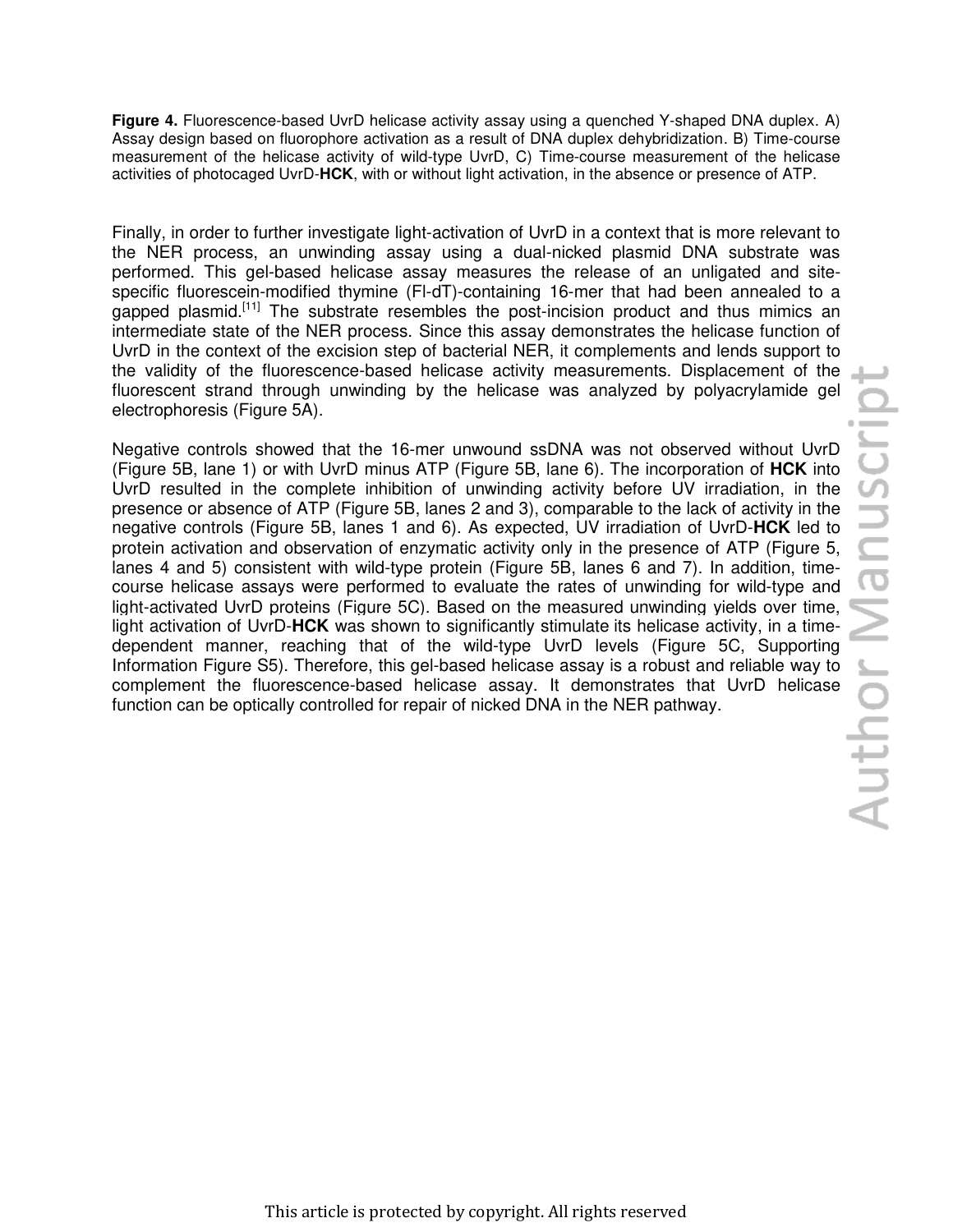**Figure 4.** Fluorescence-based UvrD helicase activity assay using a quenched Y-shaped DNA duplex. A) Assay design based on fluorophore activation as a result of DNA duplex dehybridization. B) Time-course measurement of the helicase activity of wild-type UvrD, C) Time-course measurement of the helicase activities of photocaged UvrD-**HCK**, with or without light activation, in the absence or presence of ATP.

Finally, in order to further investigate light-activation of UvrD in a context that is more relevant to the NER process, an unwinding assay using a dual-nicked plasmid DNA substrate was performed. This gel-based helicase assay measures the release of an unligated and site-specific fluorescein-modified thymine (Fl-dT)-containing 16-mer that had been annealed to a gapped plasmid.[11] The substrate resembles the post-incision product and thus mimics an intermediate state of the NER process. Since this assay demonstrates the helicase function of UvrD in the context of the excision step of bacterial NER, it complements and lends support to the validity of the fluorescence-based helicase activity measurements. Displacement of the fluorescent strand through unwinding by the helicase was analyzed by polyacrylamide gel electrophoresis (Figure 5A).

Negative controls showed that the 16-mer unwound ssDNA was not observed without UvrD (Figure 5B, lane 1) or with UvrD minus ATP (Figure 5B, lane 6). The incorporation of **HCK** into UvrD resulted in the complete inhibition of unwinding activity before UV irradiation, in the presence or absence of ATP (Figure 5B, lanes 2 and 3), comparable to the lack of activity in the negative controls (Figure 5B, lanes 1 and 6). As expected, UV irradiation of UvrD-**HCK** led to protein activation and observation of enzymatic activity only in the presence of ATP (Figure 5, lanes 4 and 5) consistent with wild-type protein (Figure 5B, lanes 6 and 7). In addition, time-course helicase assays were performed to evaluate the rates of unwinding for wild-type and light-activated UvrD proteins (Figure 5C). Based on the measured unwinding yields over time, light activation of UvrD-**HCK** was shown to significantly stimulate its helicase activity, in a time-dependent manner, reaching that of the wild-type UvrD levels (Figure 5C, Supporting Information Figure S5). Therefore, this gel-based helicase assay is a robust and reliable way to complement the fluorescence-based helicase assay. It demonstrates that UvrD helicase function can be optically controlled for repair of nicked DNA in the NER pathway.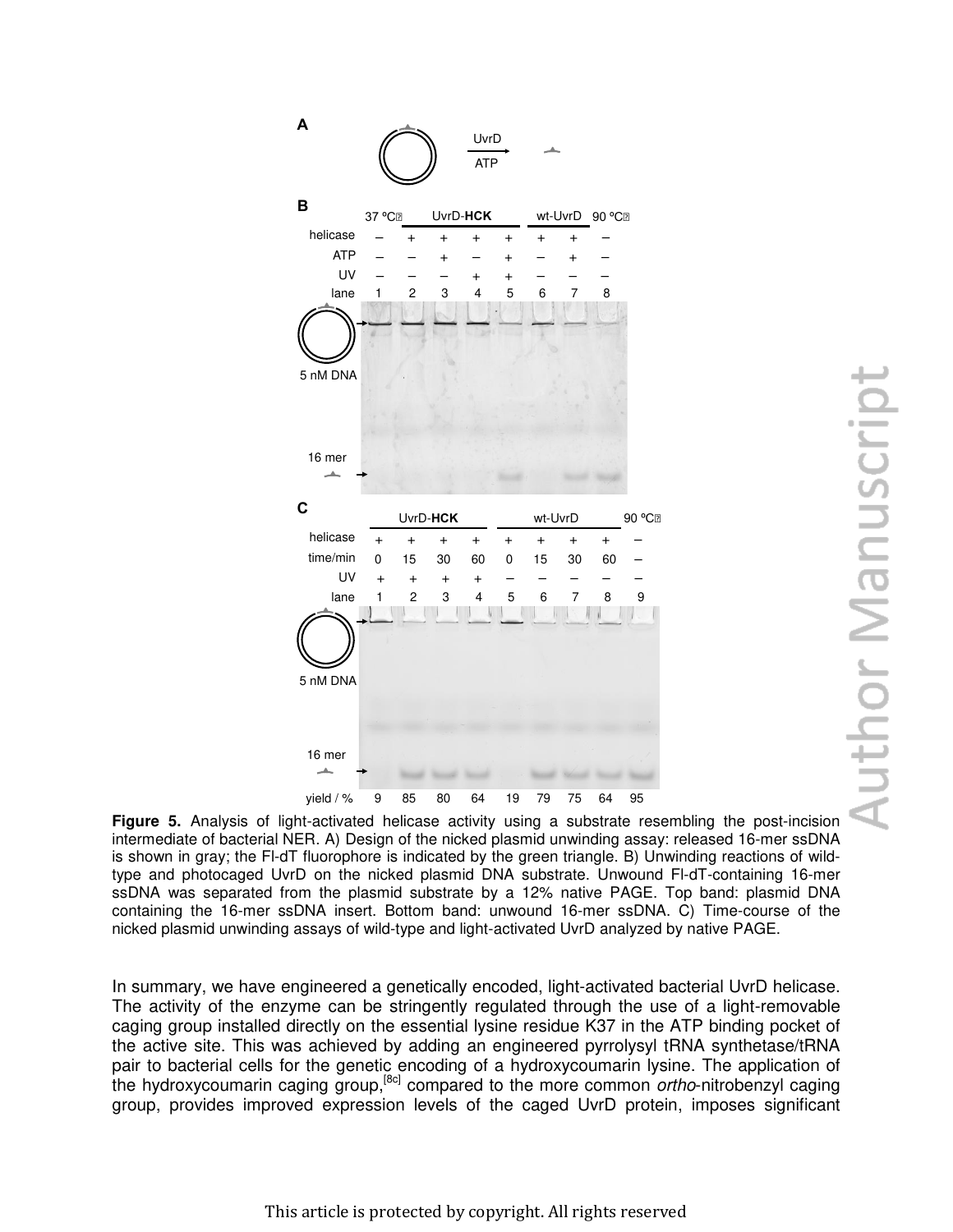**Figure 5.** Analysis of light-activated helicase activity using a substrate resembling the post-incision intermediate of bacterial NER. A) Design of the nicked plasmid unwinding assay: released 16-mer ssDNA is shown in gray; the Fl-dT fluorophore is indicated by the green triangle. B) Unwinding reactions of wild-type and photocaged UvrD on the nicked plasmid DNA substrate. Unwound Fl-dT-containing 16-mer ssDNA was separated from the plasmid substrate by a 12% native PAGE. Top band: plasmid DNA containing the 16-mer ssDNA insert. Bottom band: unwound 16-mer ssDNA. C) Time-course of the nicked plasmid unwinding assays of wild-type and light-activated UvrD analyzed by native PAGE.

In summary, we have engineered a genetically encoded, light-activated bacterial UvrD helicase. The activity of the enzyme can be stringently regulated through the use of a light-removable caging group installed directly on the essential lysine residue K37 in the ATP binding pocket of the active site. This was achieved by adding an engineered pyrrolysyl tRNA synthetase/tRNA pair to bacterial cells for the genetic encoding of a hydroxycoumarin lysine. The application of the hydroxycoumarin caging group,[8c] compared to the more common *ortho*-nitrobenzyl caging group, provides improved expression levels of the caged UvrD protein, imposes significant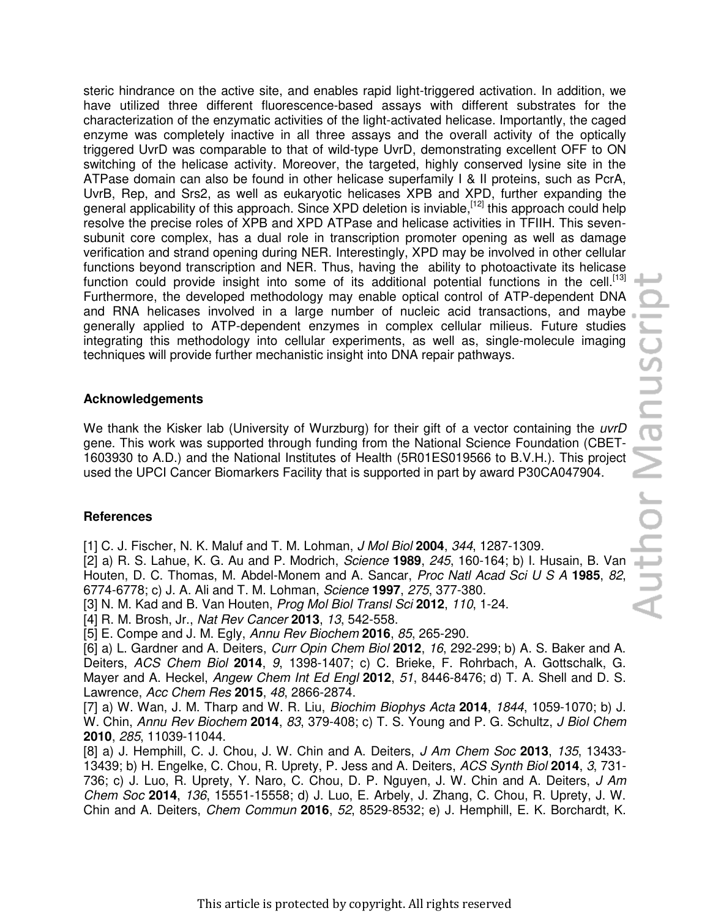steric hindrance on the active site, and enables rapid light-triggered activation. In addition, we have utilized three different fluorescence-based assays with different substrates for the characterization of the enzymatic activities of the light-activated helicase. Importantly, the caged enzyme was completely inactive in all three assays and the overall activity of the optically triggered UvrD was comparable to that of wild-type UvrD, demonstrating excellent OFF to ON switching of the helicase activity. Moreover, the targeted, highly conserved lysine site in the ATPase domain can also be found in other helicase superfamily I & II proteins, such as PcrA, UvrB, Rep, and Srs2, as well as eukaryotic helicases XPB and XPD, further expanding the general applicability of this approach. Since XPD deletion is inviable,[12] this approach could help resolve the precise roles of XPB and XPD ATPase and helicase activities in TFIIH. This seven-subunit core complex, has a dual role in transcription promoter opening as well as damage verification and strand opening during NER. Interestingly, XPD may be involved in other cellular functions beyond transcription and NER. Thus, having the ability to photoactivate its helicase function could provide insight into some of its additional potential functions in the cell.[13] Furthermore, the developed methodology may enable optical control of ATP-dependent DNA and RNA helicases involved in a large number of nucleic acid transactions, and maybe generally applied to ATP-dependent enzymes in complex cellular milieus. Future studies integrating this methodology into cellular experiments, as well as, single-molecule imaging techniques will provide further mechanistic insight into DNA repair pathways.

## Acknowledgements

We thank the Kisker lab (University of Wurzburg) for their gift of a vector containing the *uvrD* gene. This work was supported through funding from the National Science Foundation (CBET-1603930 to A.D.) and the National Institutes of Health (5R01ES019566 to B.V.H.). This project used the UPCI Cancer Biomarkers Facility that is supported in part by award P30CA047904.

## References

[1] C. J. Fischer, N. K. Maluf and T. M. Lohman, *J Mol Biol* **2004**, *344*, 1287-1309.
[2] a) R. S. Lahue, K. G. Au and P. Modrich, *Science* **1989**, *245*, 160-164; b) I. Husain, B. Van Houten, D. C. Thomas, M. Abdel-Monem and A. Sancar, *Proc Natl Acad Sci U S A* **1985**, *82*, 6774-6778; c) J. A. Ali and T. M. Lohman, *Science* **1997**, *275*, 377-380.
[3] N. M. Kad and B. Van Houten, *Prog Mol Biol Transl Sci* **2012**, *110*, 1-24.
[4] R. M. Brosh, Jr., *Nat Rev Cancer* **2013**, *13*, 542-558.
[5] E. Compe and J. M. Egly, *Annu Rev Biochem* **2016**, *85*, 265-290.
[6] a) L. Gardner and A. Deiters, *Curr Opin Chem Biol* **2012**, *16*, 292-299; b) A. S. Baker and A. Deiters, *ACS Chem Biol* **2014**, *9*, 1398-1407; c) C. Brieke, F. Rohrbach, A. Gottschalk, G. Mayer and A. Heckel, *Angew Chem Int Ed Engl* **2012**, *51*, 8446-8476; d) T. A. Shell and D. S. Lawrence, *Acc Chem Res* **2015**, *48*, 2866-2874.
[7] a) W. Wan, J. M. Tharp and W. R. Liu, *Biochim Biophys Acta* **2014**, *1844*, 1059-1070; b) J. W. Chin, *Annu Rev Biochem* **2014**, *83*, 379-408; c) T. S. Young and P. G. Schultz, *J Biol Chem* **2010**, *285*, 11039-11044.
[8] a) J. Hemphill, C. J. Chou, J. W. Chin and A. Deiters, *J Am Chem Soc* **2013**, *135*, 13433-13439; b) H. Engelke, C. Chou, R. Uprety, P. Jess and A. Deiters, *ACS Synth Biol* **2014**, *3*, 731-736; c) J. Luo, R. Uprety, Y. Naro, C. Chou, D. P. Nguyen, J. W. Chin and A. Deiters, *J Am Chem Soc* **2014**, *136*, 15551-15558; d) J. Luo, E. Arbely, J. Zhang, C. Chou, R. Uprety, J. W. Chin and A. Deiters, *Chem Commun* **2016**, *52*, 8529-8532; e) J. Hemphill, E. K. Borchardt, K.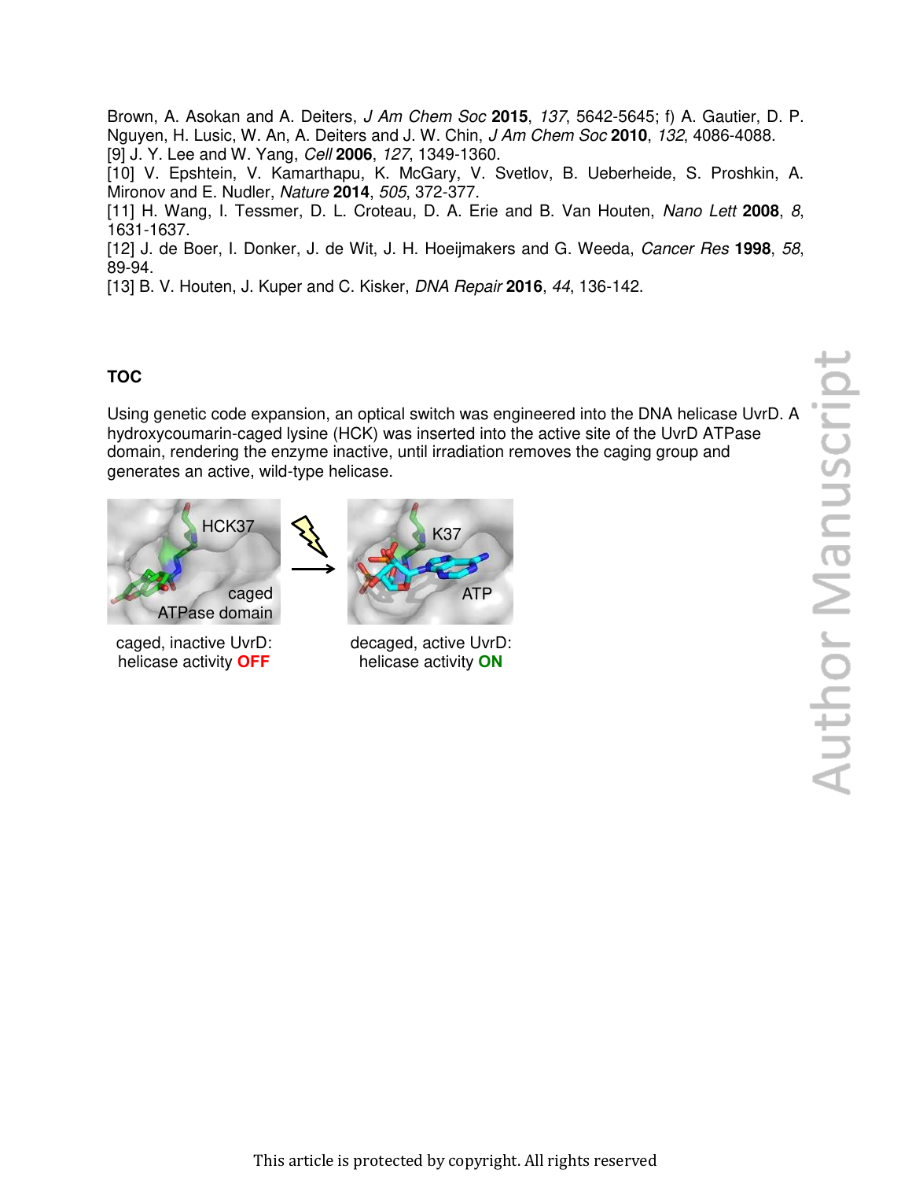Brown, A. Asokan and A. Deiters, *J Am Chem Soc* **2015**, *137*, 5642-5645; f) A. Gautier, D. P. Nguyen, H. Lusic, W. An, A. Deiters and J. W. Chin, *J Am Chem Soc* **2010**, *132*, 4086-4088.

[9] J. Y. Lee and W. Yang, *Cell* **2006**, *127*, 1349-1360.

[10] V. Epshtein, V. Kamarthapu, K. McGary, V. Svetlov, B. Ueberheide, S. Proshkin, A. Mironov and E. Nudler, *Nature* **2014**, *505*, 372-377.

[11] H. Wang, I. Tessmer, D. L. Croteau, D. A. Erie and B. Van Houten, *Nano Lett* **2008**, *8*, 1631-1637.

[12] J. de Boer, I. Donker, J. de Wit, J. H. Hoeijmakers and G. Weeda, *Cancer Res* **1998**, *58*, 89-94.

[13] B. V. Houten, J. Kuper and C. Kisker, *DNA Repair* **2016**, *44*, 136-142.

## TOC

Using genetic code expansion, an optical switch was engineered into the DNA helicase UvrD. A hydroxycoumarin-caged lysine (HCK) was inserted into the active site of the UvrD ATPase domain, rendering the enzyme inactive, until irradiation removes the caging group and generates an active, wild-type helicase.

HCK37

caged
ATPase domain

K37

ATP

caged, inactive UvrD:
helicase activity **OFF**

decaged, active UvrD:
helicase activity **ON**